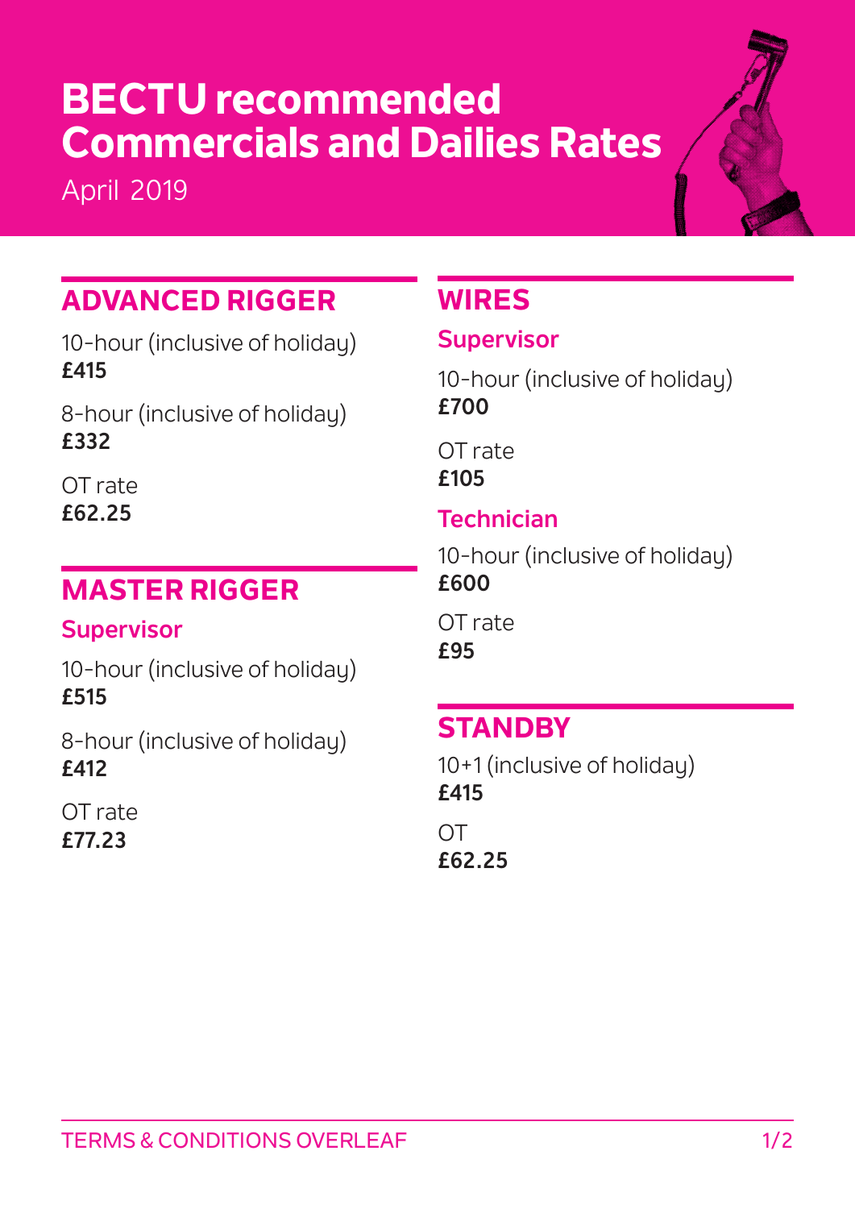# BECTU recommended Commercials and Dailies Rates

April 2019

## ADVANCED RIGGER

10-hour (inclusive of holiday)
**£415**

8-hour (inclusive of holiday)
**£332**

OT rate
**£62.25**

## MASTER RIGGER

### Supervisor

10-hour (inclusive of holiday)
**£515**

8-hour (inclusive of holiday)
**£412**

OT rate
**£77.23**

## WIRES

### Supervisor

10-hour (inclusive of holiday)
**£700**

OT rate
**£105**

### Technician

10-hour (inclusive of holiday)
**£600**

OT rate
**£95**

## STANDBY

10+1 (inclusive of holiday)
**£415**

OT
**£62.25**

TERMS & CONDITIONS OVERLEAF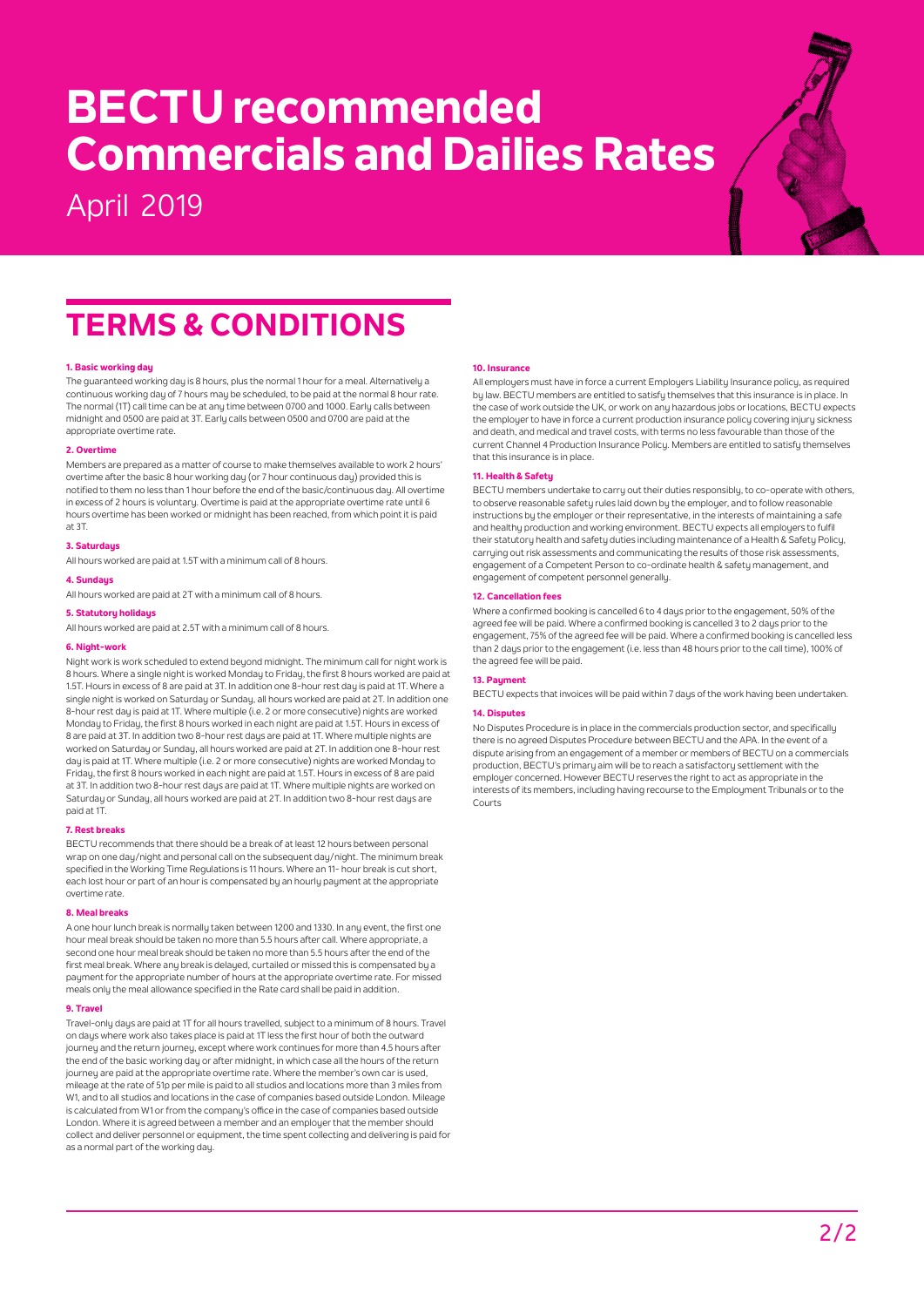# BECTU recommended Commercials and Dailies Rates

April 2019

## TERMS & CONDITIONS

### 1. Basic working day

The guaranteed working day is 8 hours, plus the normal 1 hour for a meal. Alternatively a continuous working day of 7 hours may be scheduled, to be paid at the normal 8 hour rate. The normal (1T) call time can be at any time between 0700 and 1000. Early calls between midnight and 0500 are paid at 3T. Early calls between 0500 and 0700 are paid at the appropriate overtime rate.

### 2. Overtime

Members are prepared as a matter of course to make themselves available to work 2 hours' overtime after the basic 8 hour working day (or 7 hour continuous day) provided this is notified to them no less than 1 hour before the end of the basic/continuous day. All overtime in excess of 2 hours is voluntary. Overtime is paid at the appropriate overtime rate until 6 hours overtime has been worked or midnight has been reached, from which point it is paid at 3T.

### 3. Saturdays

All hours worked are paid at 1.5T with a minimum call of 8 hours.

### 4. Sundays

All hours worked are paid at 2T with a minimum call of 8 hours.

### 5. Statutory holidays

All hours worked are paid at 2.5T with a minimum call of 8 hours.

### 6. Night-work

Night work is work scheduled to extend beyond midnight. The minimum call for night work is 8 hours. Where a single night is worked Monday to Friday, the first 8 hours worked are paid at 1.5T. Hours in excess of 8 are paid at 3T. In addition one 8-hour rest day is paid at 1T. Where a single night is worked on Saturday or Sunday, all hours worked are paid at 2T. In addition one 8-hour rest day is paid at 1T. Where multiple (i.e. 2 or more consecutive) nights are worked Monday to Friday, the first 8 hours worked in each night are paid at 1.5T. Hours in excess of 8 are paid at 3T. In addition two 8-hour rest days are paid at 1T. Where multiple nights are worked on Saturday or Sunday, all hours worked are paid at 2T. In addition one 8-hour rest day is paid at 1T. Where multiple (i.e. 2 or more consecutive) nights are worked Monday to Friday, the first 8 hours worked in each night are paid at 1.5T. Hours in excess of 8 are paid at 3T. In addition two 8-hour rest days are paid at 1T. Where multiple nights are worked on Saturday or Sunday, all hours worked are paid at 2T. In addition two 8-hour rest days are paid at 1T.

### 7. Rest breaks

BECTU recommends that there should be a break of at least 12 hours between personal wrap on one day/night and personal call on the subsequent day/night. The minimum break specified in the Working Time Regulations is 11 hours. Where an 11- hour break is cut short, each lost hour or part of an hour is compensated by an hourly payment at the appropriate overtime rate.

### 8. Meal breaks

A one hour lunch break is normally taken between 1200 and 1330. In any event, the first one hour meal break should be taken no more than 5.5 hours after call. Where appropriate, a second one hour meal break should be taken no more than 5.5 hours after the end of the first meal break. Where any break is delayed, curtailed or missed this is compensated by a payment for the appropriate number of hours at the appropriate overtime rate. For missed meals only the meal allowance specified in the Rate card shall be paid in addition.

### 9. Travel

Travel-only days are paid at 1T for all hours travelled, subject to a minimum of 8 hours. Travel on days where work also takes place is paid at 1T less the first hour of both the outward journey and the return journey, except where work continues for more than 4.5 hours after the end of the basic working day or after midnight, in which case all the hours of the return journey are paid at the appropriate overtime rate. Where the member's own car is used, mileage at the rate of 51p per mile is paid to all studios and locations more than 3 miles from W1, and to all studios and locations in the case of companies based outside London. Mileage is calculated from W1 or from the company's office in the case of companies based outside London. Where it is agreed between a member and an employer that the member should collect and deliver personnel or equipment, the time spent collecting and delivering is paid for as a normal part of the working day.

### 10. Insurance

All employers must have in force a current Employers Liability Insurance policy, as required by law. BECTU members are entitled to satisfy themselves that this insurance is in place. In the case of work outside the UK, or work on any hazardous jobs or locations, BECTU expects the employer to have in force a current production insurance policy covering injury sickness and death, and medical and travel costs, with terms no less favourable than those of the current Channel 4 Production Insurance Policy. Members are entitled to satisfy themselves that this insurance is in place.

### 11. Health & Safety

BECTU members undertake to carry out their duties responsibly, to co-operate with others, to observe reasonable safety rules laid down by the employer, and to follow reasonable instructions by the employer or their representative, in the interests of maintaining a safe and healthy production and working environment. BECTU expects all employers to fulfil their statutory health and safety duties including maintenance of a Health & Safety Policy, carrying out risk assessments and communicating the results of those risk assessments, engagement of a Competent Person to co-ordinate health & safety management, and engagement of competent personnel generally.

### 12. Cancellation fees

Where a confirmed booking is cancelled 6 to 4 days prior to the engagement, 50% of the agreed fee will be paid. Where a confirmed booking is cancelled 3 to 2 days prior to the engagement, 75% of the agreed fee will be paid. Where a confirmed booking is cancelled less than 2 days prior to the engagement (i.e. less than 48 hours prior to the call time), 100% of the agreed fee will be paid.

### 13. Payment

BECTU expects that invoices will be paid within 7 days of the work having been undertaken.

### 14. Disputes

No Disputes Procedure is in place in the commercials production sector, and specifically there is no agreed Disputes Procedure between BECTU and the APA. In the event of a dispute arising from an engagement of a member or members of BECTU on a commercials production, BECTU's primary aim will be to reach a satisfactory settlement with the employer concerned. However BECTU reserves the right to act as appropriate in the interests of its members, including having recourse to the Employment Tribunals or to the Courts